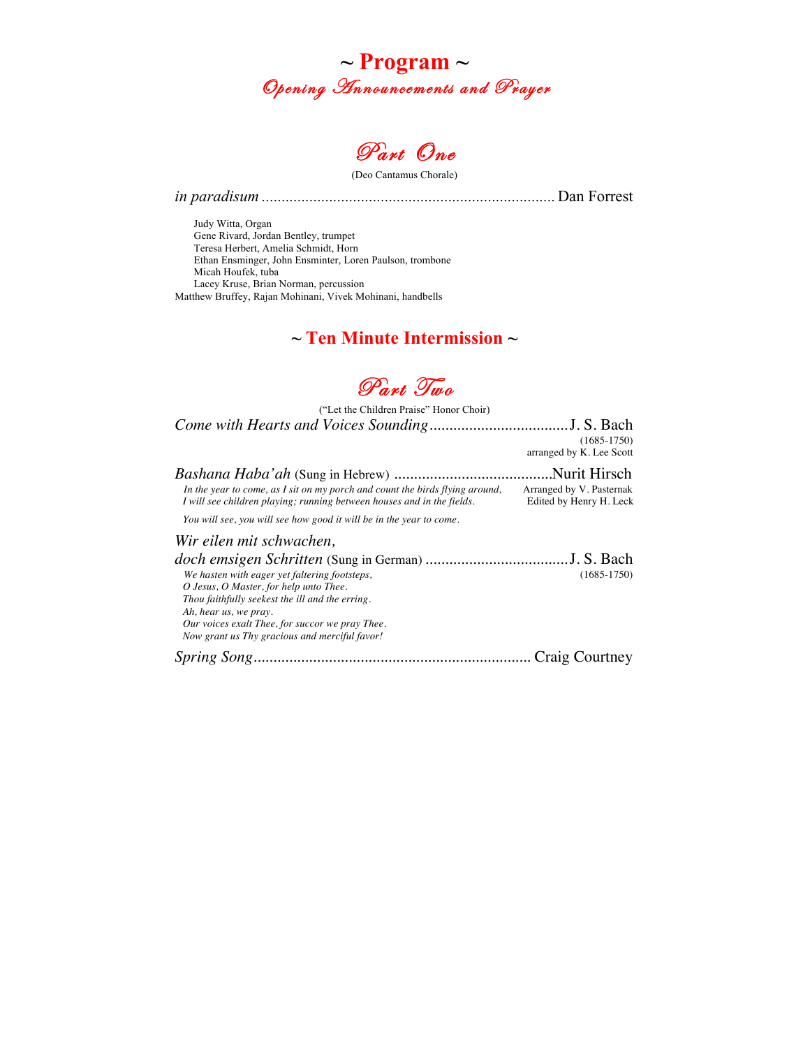# ~ Program ~

## *Opening Announcements and Prayer*

## *Part One*

(Deo Cantamus Chorale)

*in paradisum* ........................................................................ Dan Forrest

Judy Witta, Organ
Gene Rivard, Jordan Bentley, trumpet
Teresa Herbert, Amelia Schmidt, Horn
Ethan Ensminger, John Ensminter, Loren Paulson, trombone
Micah Houfek, tuba
Lacey Kruse, Brian Norman, percussion
Matthew Bruffey, Rajan Mohinani, Vivek Mohinani, handbells

## ~ Ten Minute Intermission ~

## *Part Two*

("Let the Children Praise" Honor Choir)

*Come with Hearts and Voices Sounding*...................................J. S. Bach
(1685-1750)
arranged by K. Lee Scott

*Bashana Haba'ah* (Sung in Hebrew) .......................................Nurit Hirsch
Arranged by V. Pasternak
Edited by Henry H. Leck

*In the year to come, as I sit on my porch and count the birds flying around,*
*I will see children playing; running between houses and in the fields.*

*You will see, you will see how good it will be in the year to come.*

*Wir eilen mit schwachen,*
*doch emsigen Schritten* (Sung in German) ....................................J. S. Bach
(1685-1750)

*We hasten with eager yet faltering footsteps,*
*O Jesus, O Master, for help unto Thee.*
*Thou faithfully seekest the ill and the erring.*
*Ah, hear us, we pray.*
*Our voices exalt Thee, for succor we pray Thee.*
*Now grant us Thy gracious and merciful favor!*

*Spring Song*..................................................................... Craig Courtney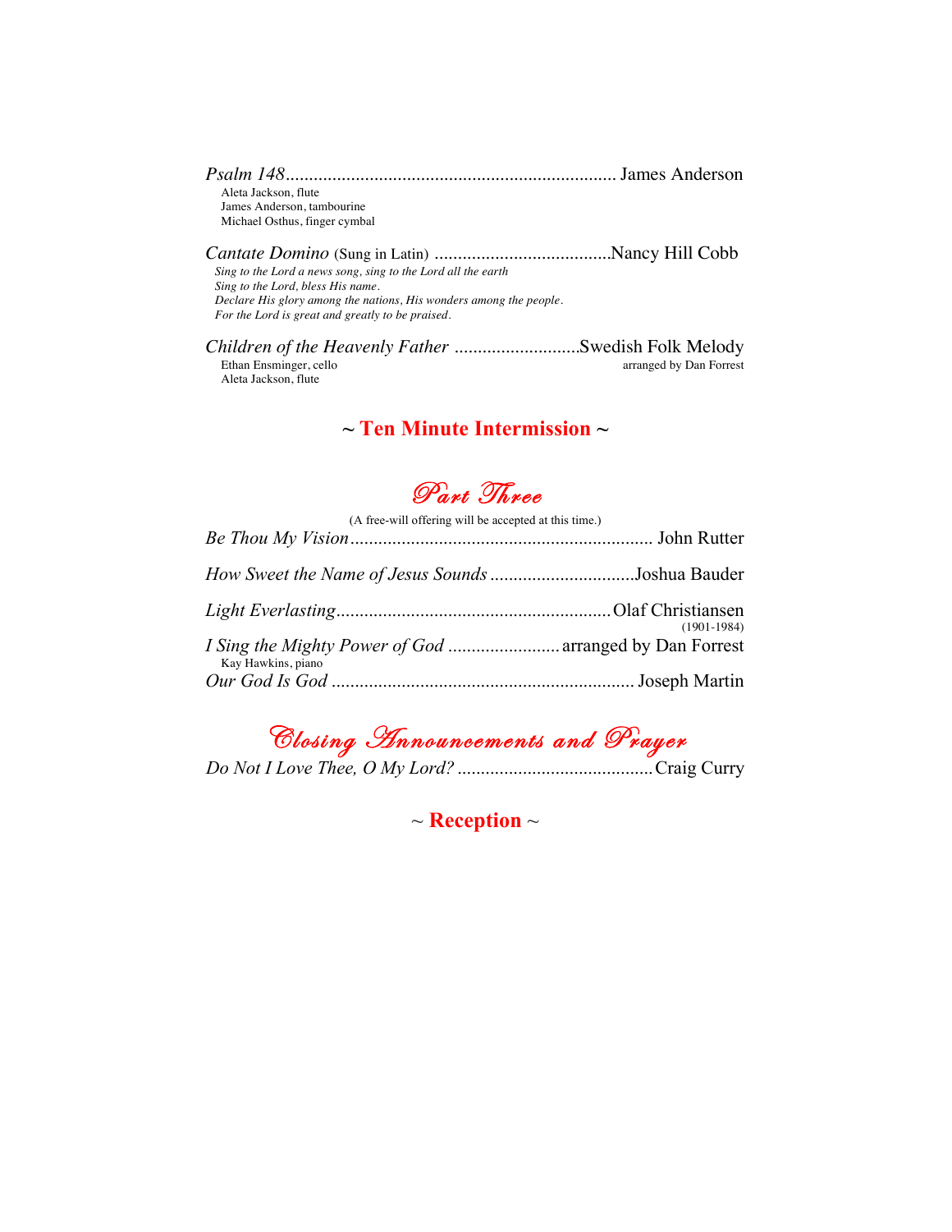*Psalm 148*....................................................................... James Anderson

Aleta Jackson, flute
James Anderson, tambourine
Michael Osthus, finger cymbal

*Cantate Domino* (Sung in Latin) ......................................Nancy Hill Cobb

*Sing to the Lord a news song, sing to the Lord all the earth*
*Sing to the Lord, bless His name.*
*Declare His glory among the nations, His wonders among the people.*
*For the Lord is great and greatly to be praised.*

*Children of the Heavenly Father* ...........................Swedish Folk Melody
arranged by Dan Forrest

Ethan Ensminger, cello
Aleta Jackson, flute

## ~ Ten Minute Intermission ~

## *Part Three*

(A free-will offering will be accepted at this time.)

*Be Thou My Vision*................................................................ John Rutter

*How Sweet the Name of Jesus Sounds* ...............................Joshua Bauder

*Light Everlasting*..........................................................Olaf Christiansen
(1901-1984)

*I Sing the Mighty Power of God* ........................ arranged by Dan Forrest

Kay Hawkins, piano

*Our God Is God* ................................................................ Joseph Martin

## *Closing Announcements and Prayer*

*Do Not I Love Thee, O My Lord?* .........................................Craig Curry

## ~ Reception ~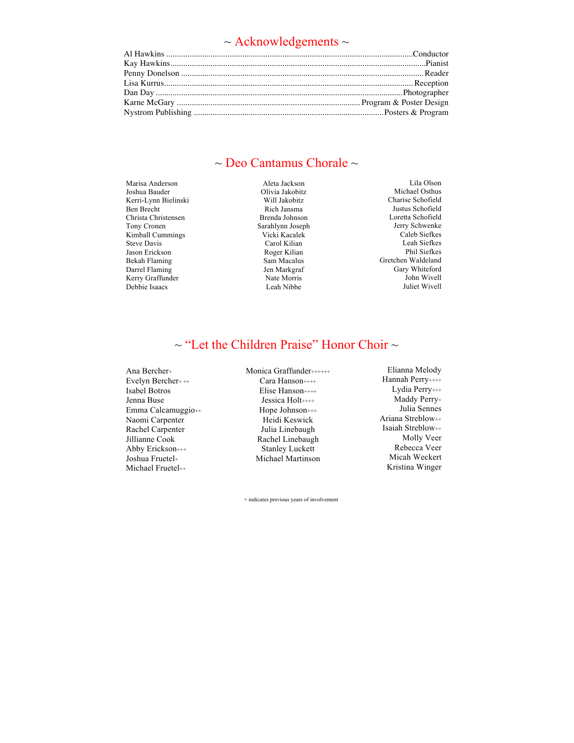## ~ Acknowledgements ~

Al Hawkins ........................................ Conductor
Kay Hawkins ........................................ Pianist
Penny Donelson ........................................ Reader
Lisa Kurrus ........................................ Reception
Dan Day ........................................ Photographer
Karne McGary ........................................ Program & Poster Design
Nystrom Publishing ........................................ Posters & Program

## ~ Deo Cantamus Chorale ~

Marisa Anderson
Joshua Bauder
Kerri-Lynn Bielinski
Ben Brecht
Christa Christensen
Tony Cronen
Kimball Cummings
Steve Davis
Jason Erickson
Bekah Flaming
Darrel Flaming
Kerry Graffunder
Debbie Isaacs

Aleta Jackson
Olivia Jakobitz
Will Jakobitz
Rich Jansma
Brenda Johnson
Sarahlynn Joseph
Vicki Kacalek
Carol Kilian
Roger Kilian
Sam Macalus
Jen Markgraf
Nate Morris
Leah Nibbe

Lila Olson
Michael Osthus
Charise Schofield
Justus Schofield
Loretta Schofield
Jerry Schwenke
Caleb Siefkes
Leah Siefkes
Phil Siefkes
Gretchen Waldeland
Gary Whiteford
John Wivell
Juliet Wivell

## ~ "Let the Children Praise" Honor Choir ~

Ana Bercher+
Evelyn Bercher+ ++
Isabel Botros
Jenna Buse
Emma Calcamuggio++
Naomi Carpenter
Rachel Carpenter
Jillianne Cook
Abby Erickson+++
Joshua Fruetel+
Michael Fruetel++

Monica Graffunder++++++
Cara Hanson++++
Elise Hanson++++
Jessica Holt++++
Hope Johnson+++
Heidi Keswick
Julia Linebaugh
Rachel Linebaugh
Stanley Luckett
Michael Martinson

Elianna Melody
Hannah Perry++++
Lydia Perry+++
Maddy Perry+
Julia Sennes
Ariana Streblow++
Isaiah Streblow++
Molly Veer
Rebecca Veer
Micah Weckert
Kristina Winger

+ indicates previous years of involvement